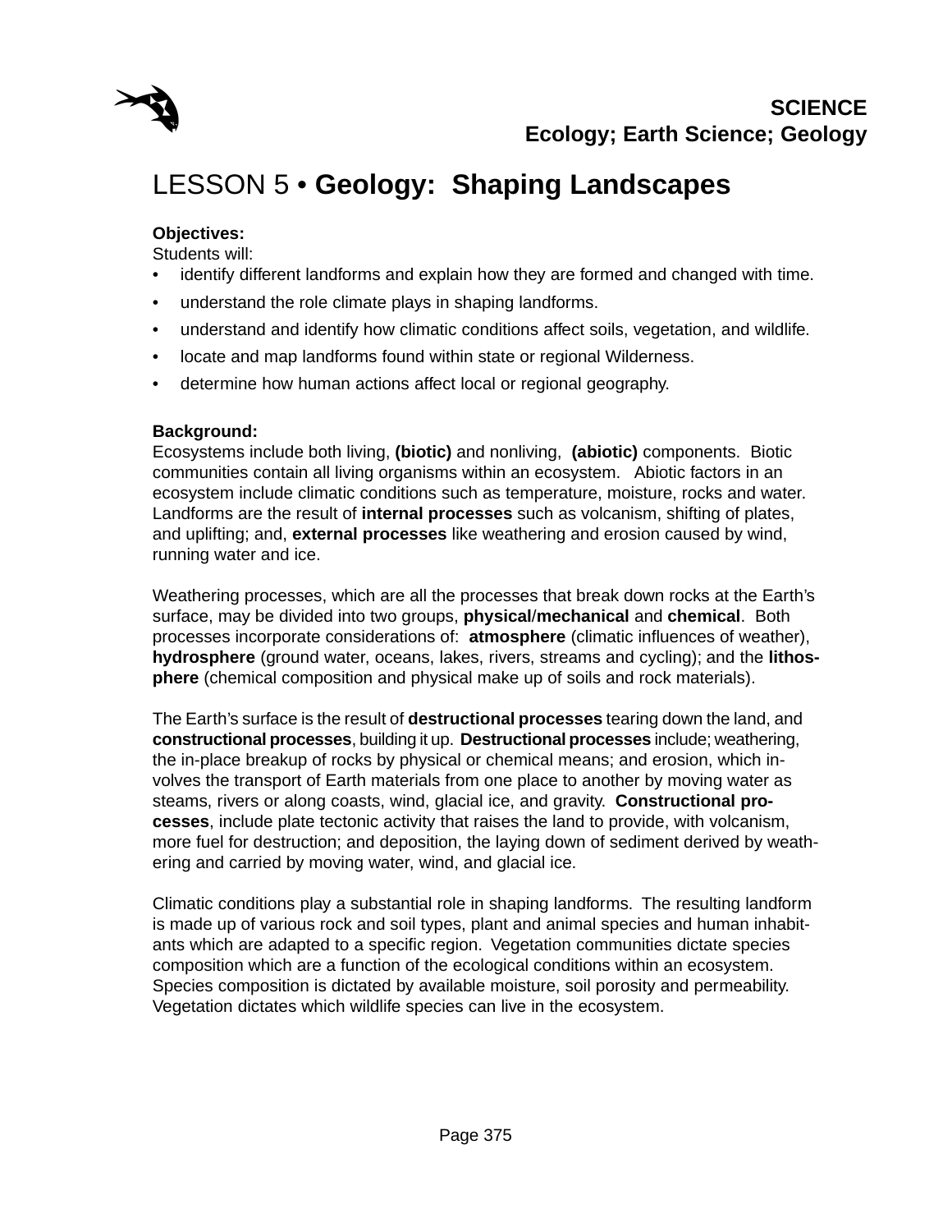**SCIENCE**
**Ecology; Earth Science; Geology**

# LESSON 5 • **Geology: Shaping Landscapes**

**Objectives:**
Students will:

- identify different landforms and explain how they are formed and changed with time.
- understand the role climate plays in shaping landforms.
- understand and identify how climatic conditions affect soils, vegetation, and wildlife.
- locate and map landforms found within state or regional Wilderness.
- determine how human actions affect local or regional geography.

**Background:**
Ecosystems include both living, **(biotic)** and nonliving, **(abiotic)** components. Biotic communities contain all living organisms within an ecosystem. Abiotic factors in an ecosystem include climatic conditions such as temperature, moisture, rocks and water. Landforms are the result of **internal processes** such as volcanism, shifting of plates, and uplifting; and, **external processes** like weathering and erosion caused by wind, running water and ice.

Weathering processes, which are all the processes that break down rocks at the Earth's surface, may be divided into two groups, **physical**/**mechanical** and **chemical**. Both processes incorporate considerations of: **atmosphere** (climatic influences of weather), **hydrosphere** (ground water, oceans, lakes, rivers, streams and cycling); and the **lithosphere** (chemical composition and physical make up of soils and rock materials).

The Earth's surface is the result of **destructional processes** tearing down the land, and **constructional processes**, building it up. **Destructional processes** include; weathering, the in-place breakup of rocks by physical or chemical means; and erosion, which involves the transport of Earth materials from one place to another by moving water as steams, rivers or along coasts, wind, glacial ice, and gravity. **Constructional processes**, include plate tectonic activity that raises the land to provide, with volcanism, more fuel for destruction; and deposition, the laying down of sediment derived by weathering and carried by moving water, wind, and glacial ice.

Climatic conditions play a substantial role in shaping landforms. The resulting landform is made up of various rock and soil types, plant and animal species and human inhabitants which are adapted to a specific region. Vegetation communities dictate species composition which are a function of the ecological conditions within an ecosystem. Species composition is dictated by available moisture, soil porosity and permeability. Vegetation dictates which wildlife species can live in the ecosystem.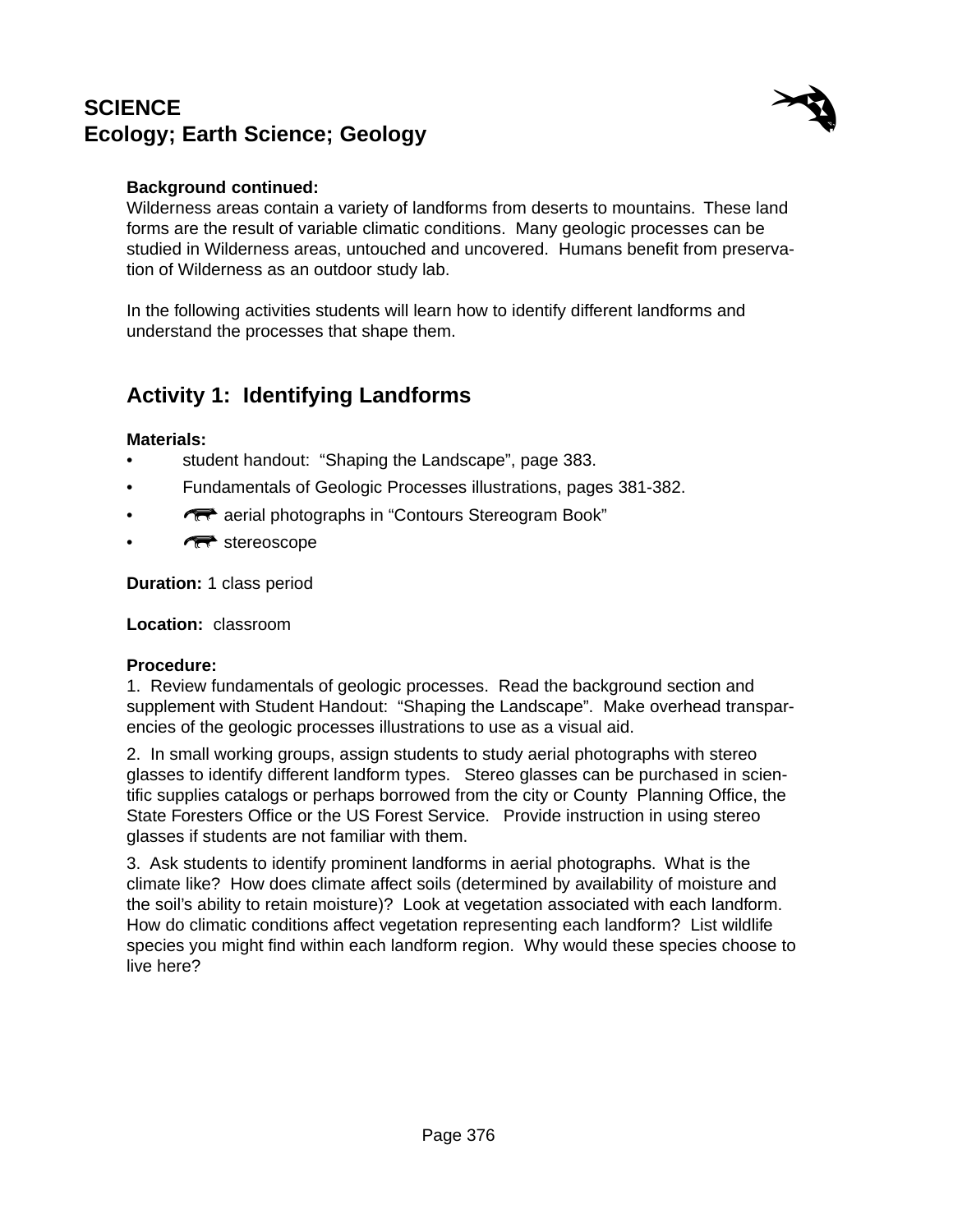# SCIENCE
## Ecology; Earth Science; Geology

**Background continued:**
Wilderness areas contain a variety of landforms from deserts to mountains. These land forms are the result of variable climatic conditions. Many geologic processes can be studied in Wilderness areas, untouched and uncovered. Humans benefit from preservation of Wilderness as an outdoor study lab.

In the following activities students will learn how to identify different landforms and understand the processes that shape them.

## Activity 1: Identifying Landforms

**Materials:**
- student handout: "Shaping the Landscape", page 383.
- Fundamentals of Geologic Processes illustrations, pages 381-382.
- aerial photographs in "Contours Stereogram Book"
- stereoscope

**Duration:** 1 class period

**Location:** classroom

**Procedure:**
1. Review fundamentals of geologic processes. Read the background section and supplement with Student Handout: "Shaping the Landscape". Make overhead transparencies of the geologic processes illustrations to use as a visual aid.

2. In small working groups, assign students to study aerial photographs with stereo glasses to identify different landform types. Stereo glasses can be purchased in scientific supplies catalogs or perhaps borrowed from the city or County Planning Office, the State Foresters Office or the US Forest Service. Provide instruction in using stereo glasses if students are not familiar with them.

3. Ask students to identify prominent landforms in aerial photographs. What is the climate like? How does climate affect soils (determined by availability of moisture and the soil's ability to retain moisture)? Look at vegetation associated with each landform. How do climatic conditions affect vegetation representing each landform? List wildlife species you might find within each landform region. Why would these species choose to live here?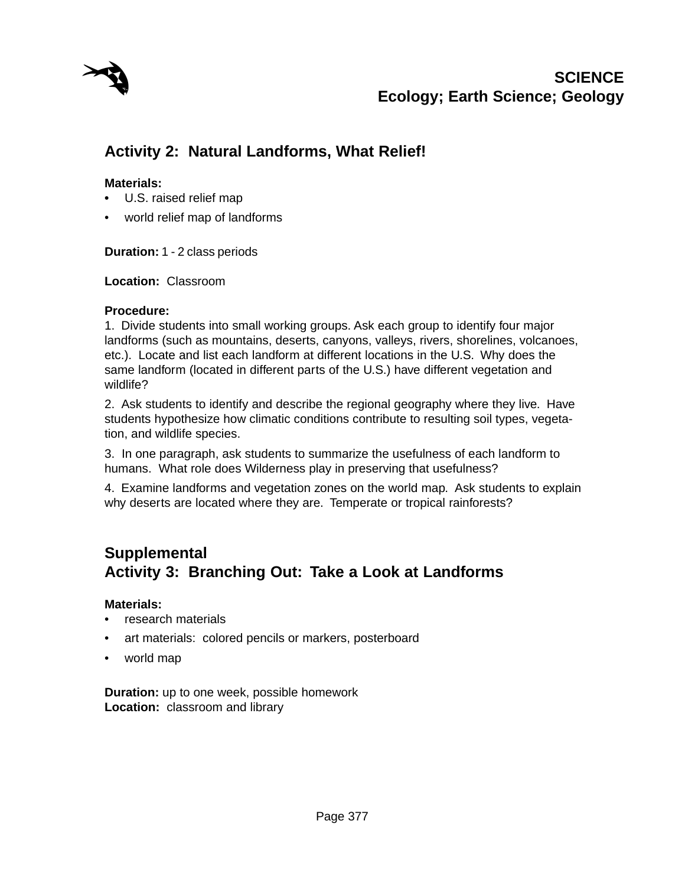**SCIENCE**
**Ecology; Earth Science; Geology**

## Activity 2: Natural Landforms, What Relief!

**Materials:**
- U.S. raised relief map
- world relief map of landforms

**Duration:** 1 - 2 class periods

**Location:** Classroom

**Procedure:**

1. Divide students into small working groups. Ask each group to identify four major landforms (such as mountains, deserts, canyons, valleys, rivers, shorelines, volcanoes, etc.). Locate and list each landform at different locations in the U.S. Why does the same landform (located in different parts of the U.S.) have different vegetation and wildlife?

2. Ask students to identify and describe the regional geography where they live. Have students hypothesize how climatic conditions contribute to resulting soil types, vegetation, and wildlife species.

3. In one paragraph, ask students to summarize the usefulness of each landform to humans. What role does Wilderness play in preserving that usefulness?

4. Examine landforms and vegetation zones on the world map. Ask students to explain why deserts are located where they are. Temperate or tropical rainforests?

## Supplemental
## Activity 3: Branching Out: Take a Look at Landforms

**Materials:**
- research materials
- art materials: colored pencils or markers, posterboard
- world map

**Duration:** up to one week, possible homework
**Location:** classroom and library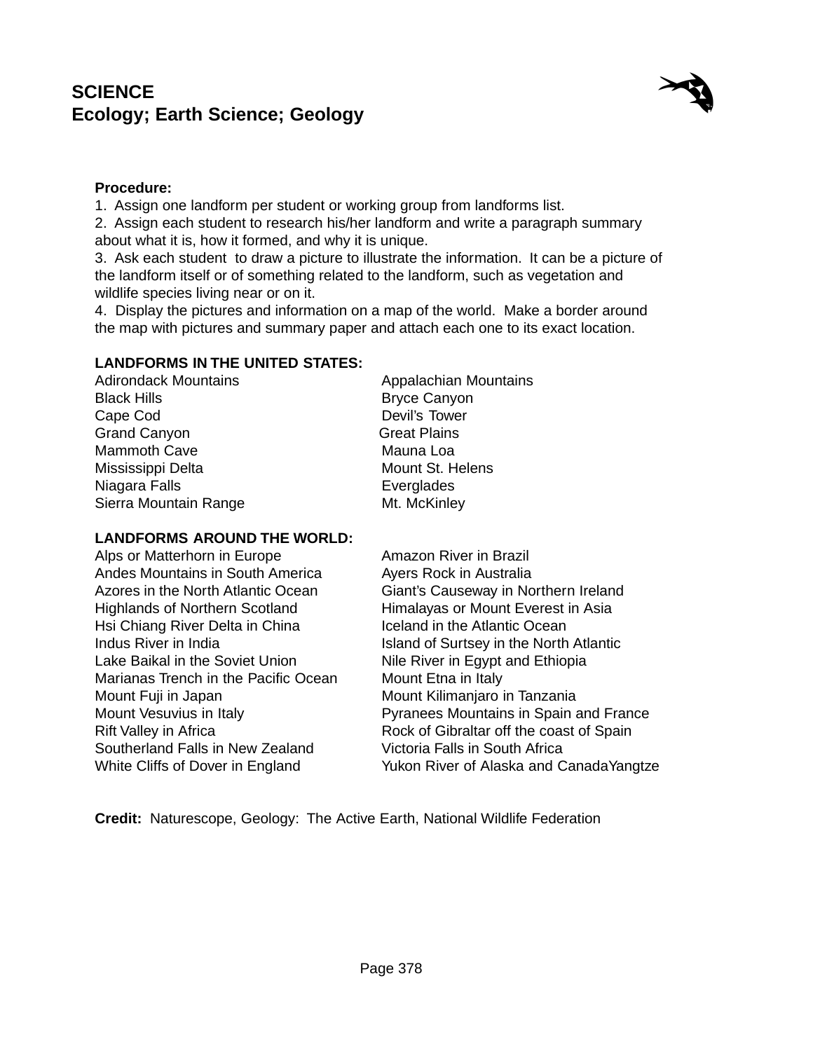# SCIENCE
## Ecology; Earth Science; Geology

**Procedure:**

1. Assign one landform per student or working group from landforms list.
2. Assign each student to research his/her landform and write a paragraph summary about what it is, how it formed, and why it is unique.
3. Ask each student to draw a picture to illustrate the information. It can be a picture of the landform itself or of something related to the landform, such as vegetation and wildlife species living near or on it.
4. Display the pictures and information on a map of the world. Make a border around the map with pictures and summary paper and attach each one to its exact location.

**LANDFORMS IN THE UNITED STATES:**

Adirondack Mountains
Appalachian Mountains
Black Hills
Bryce Canyon
Cape Cod
Devil's Tower
Grand Canyon
Great Plains
Mammoth Cave
Mauna Loa
Mississippi Delta
Mount St. Helens
Niagara Falls
Everglades
Sierra Mountain Range
Mt. McKinley

**LANDFORMS AROUND THE WORLD:**

Alps or Matterhorn in Europe
Amazon River in Brazil
Andes Mountains in South America
Ayers Rock in Australia
Azores in the North Atlantic Ocean
Giant's Causeway in Northern Ireland
Highlands of Northern Scotland
Himalayas or Mount Everest in Asia
Hsi Chiang River Delta in China
Iceland in the Atlantic Ocean
Indus River in India
Island of Surtsey in the North Atlantic
Lake Baikal in the Soviet Union
Nile River in Egypt and Ethiopia
Marianas Trench in the Pacific Ocean
Mount Etna in Italy
Mount Fuji in Japan
Mount Kilimanjaro in Tanzania
Mount Vesuvius in Italy
Pyranees Mountains in Spain and France
Rift Valley in Africa
Rock of Gibraltar off the coast of Spain
Southerland Falls in New Zealand
Victoria Falls in South Africa
White Cliffs of Dover in England
Yukon River of Alaska and CanadaYangtze

**Credit:** Naturescope, Geology: The Active Earth, National Wildlife Federation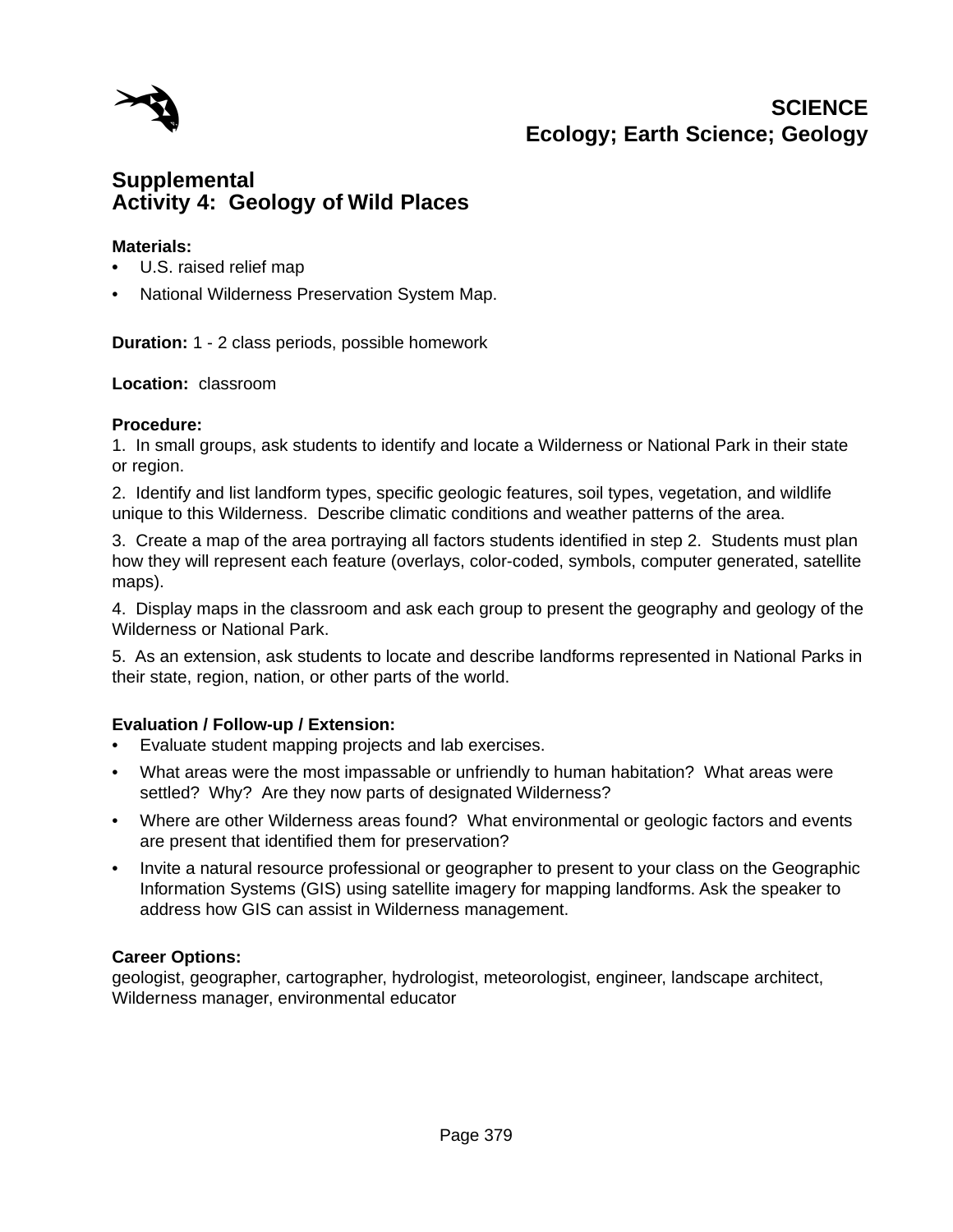# SCIENCE
## Ecology; Earth Science; Geology

## Supplemental
## Activity 4: Geology of Wild Places

**Materials:**
- U.S. raised relief map
- National Wilderness Preservation System Map.

**Duration:** 1 - 2 class periods, possible homework

**Location:** classroom

**Procedure:**
1. In small groups, ask students to identify and locate a Wilderness or National Park in their state or region.
2. Identify and list landform types, specific geologic features, soil types, vegetation, and wildlife unique to this Wilderness. Describe climatic conditions and weather patterns of the area.
3. Create a map of the area portraying all factors students identified in step 2. Students must plan how they will represent each feature (overlays, color-coded, symbols, computer generated, satellite maps).
4. Display maps in the classroom and ask each group to present the geography and geology of the Wilderness or National Park.
5. As an extension, ask students to locate and describe landforms represented in National Parks in their state, region, nation, or other parts of the world.

**Evaluation / Follow-up / Extension:**
- Evaluate student mapping projects and lab exercises.
- What areas were the most impassable or unfriendly to human habitation? What areas were settled? Why? Are they now parts of designated Wilderness?
- Where are other Wilderness areas found? What environmental or geologic factors and events are present that identified them for preservation?
- Invite a natural resource professional or geographer to present to your class on the Geographic Information Systems (GIS) using satellite imagery for mapping landforms. Ask the speaker to address how GIS can assist in Wilderness management.

**Career Options:**
geologist, geographer, cartographer, hydrologist, meteorologist, engineer, landscape architect, Wilderness manager, environmental educator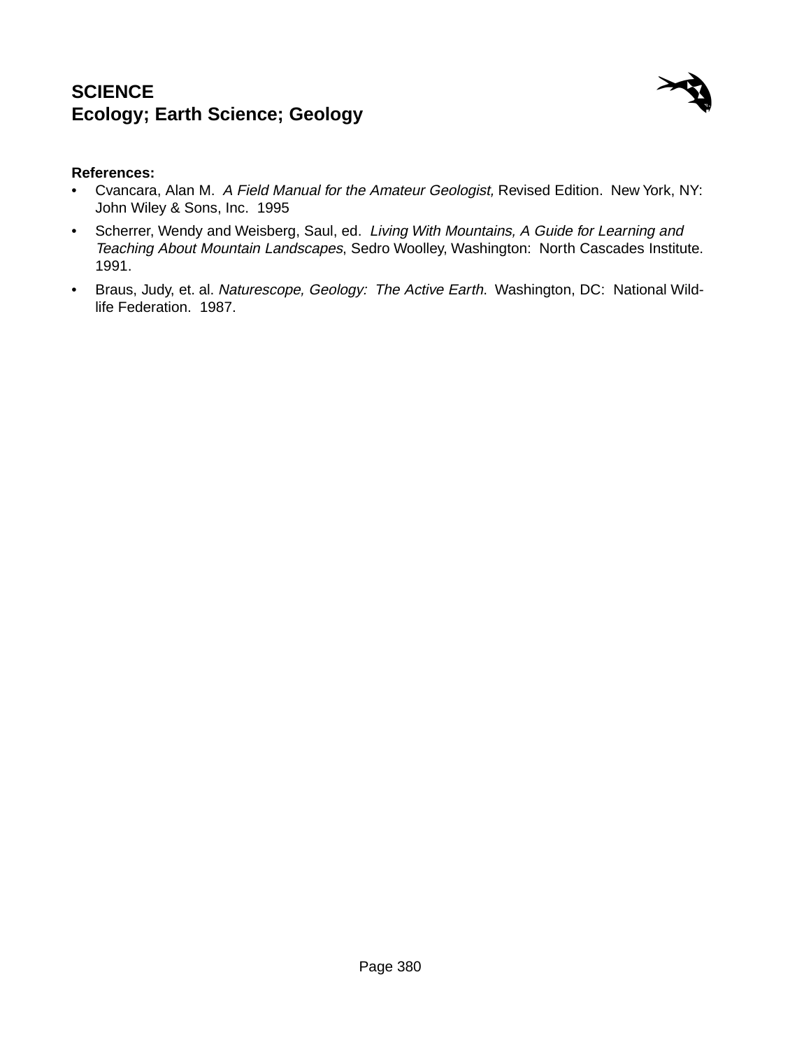# SCIENCE
## Ecology; Earth Science; Geology

**References:**

- Cvancara, Alan M. *A Field Manual for the Amateur Geologist,* Revised Edition. New York, NY: John Wiley & Sons, Inc. 1995
- Scherrer, Wendy and Weisberg, Saul, ed. *Living With Mountains, A Guide for Learning and Teaching About Mountain Landscapes*, Sedro Woolley, Washington: North Cascades Institute. 1991.
- Braus, Judy, et. al. *Naturescope, Geology: The Active Earth*. Washington, DC: National Wild-life Federation. 1987.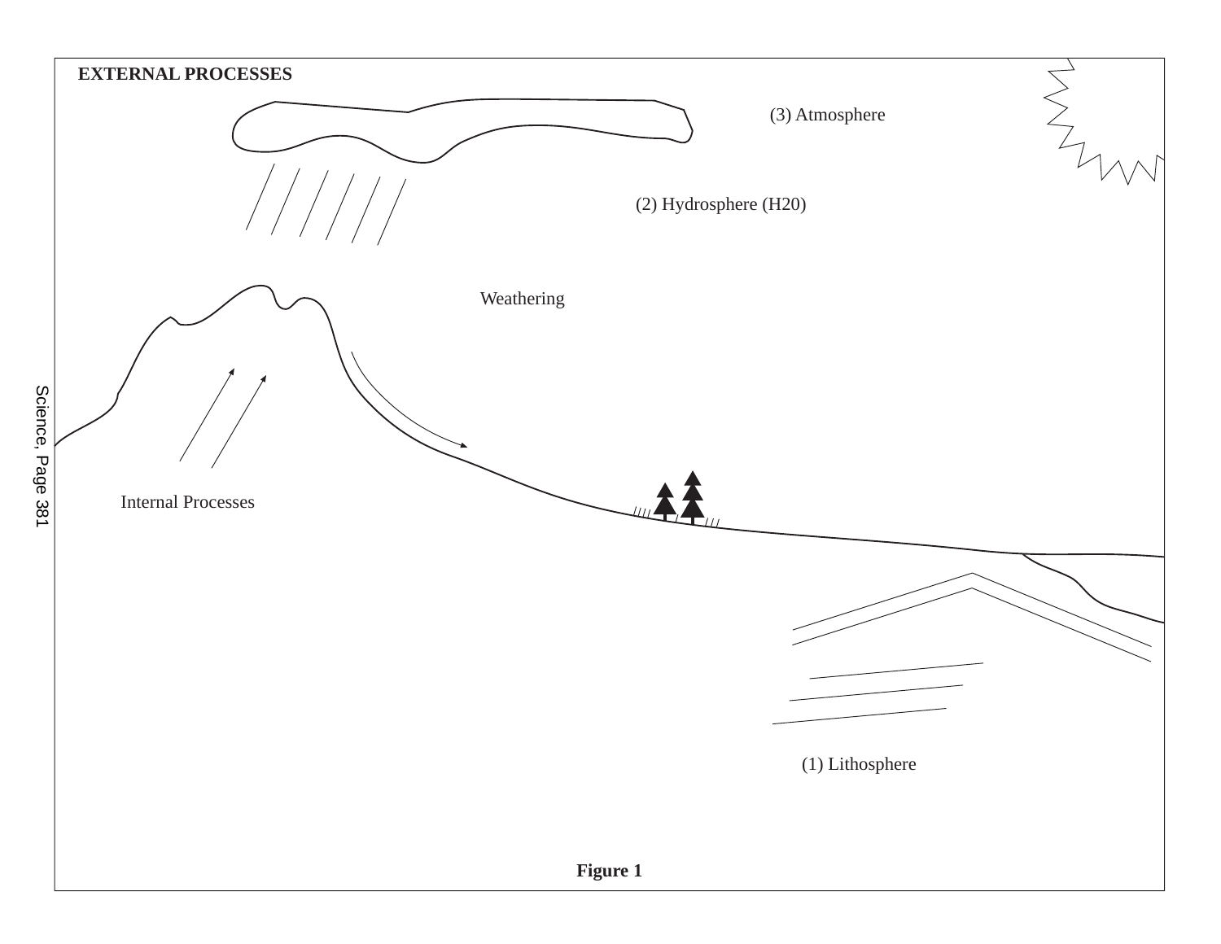**EXTERNAL PROCESSES**

(3) Atmosphere

(2) Hydrosphere ($H_2O$)

Weathering

Internal Processes

(1) Lithosphere

**Figure 1**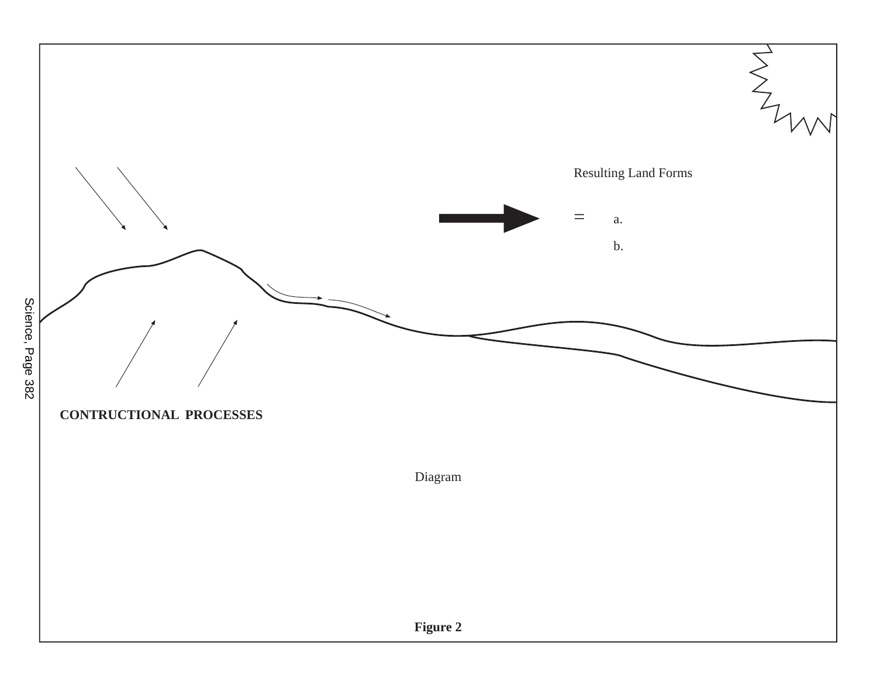Resulting Land Forms

= a.

b.

CONTRUCTIONAL PROCESSES

Diagram

**Figure 2**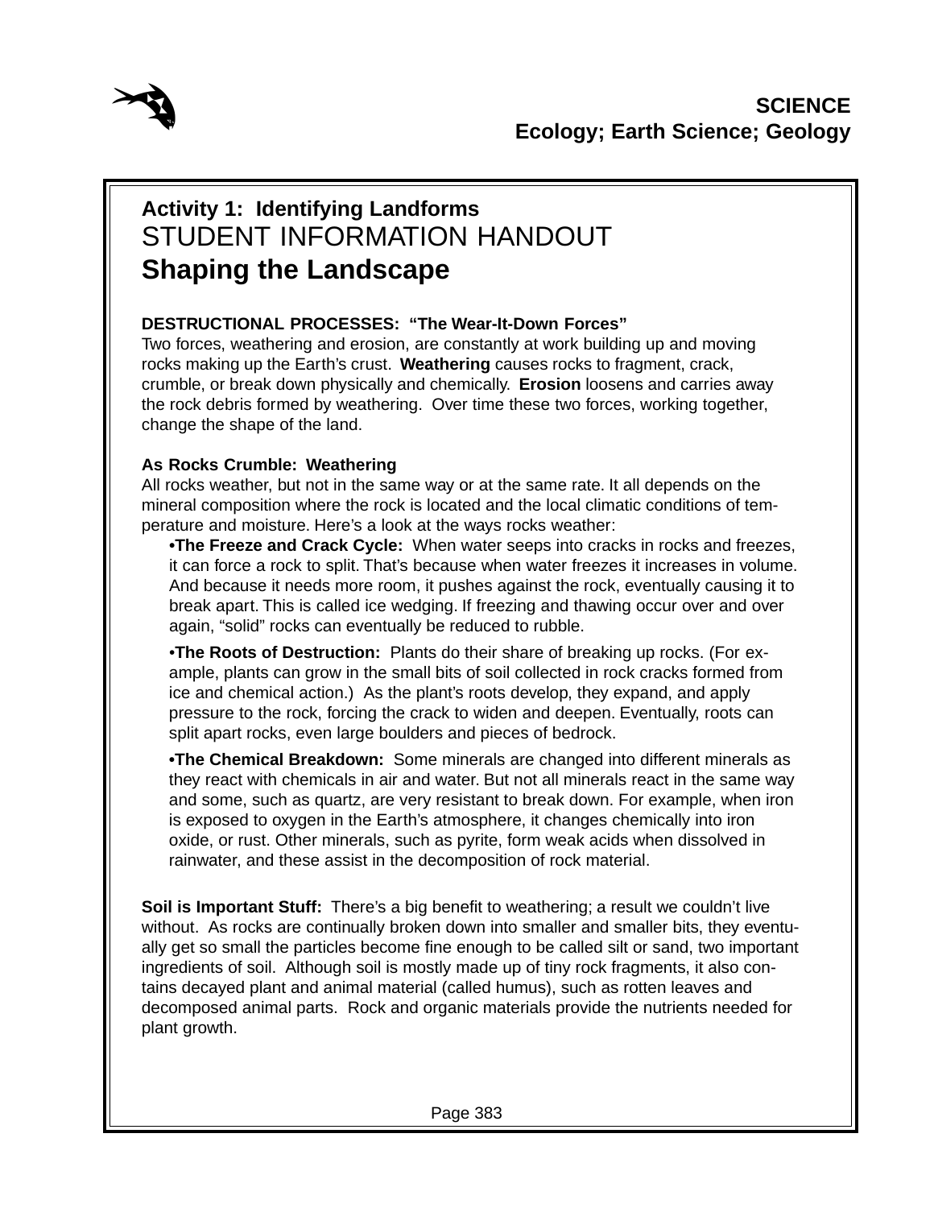**SCIENCE**
**Ecology; Earth Science; Geology**

## Activity 1: Identifying Landforms
## STUDENT INFORMATION HANDOUT
# Shaping the Landscape

**DESTRUCTIONAL PROCESSES: "The Wear-It-Down Forces"**
Two forces, weathering and erosion, are constantly at work building up and moving rocks making up the Earth's crust. **Weathering** causes rocks to fragment, crack, crumble, or break down physically and chemically. **Erosion** loosens and carries away the rock debris formed by weathering. Over time these two forces, working together, change the shape of the land.

**As Rocks Crumble: Weathering**
All rocks weather, but not in the same way or at the same rate. It all depends on the mineral composition where the rock is located and the local climatic conditions of temperature and moisture. Here's a look at the ways rocks weather:

- **The Freeze and Crack Cycle:** When water seeps into cracks in rocks and freezes, it can force a rock to split. That's because when water freezes it increases in volume. And because it needs more room, it pushes against the rock, eventually causing it to break apart. This is called ice wedging. If freezing and thawing occur over and over again, "solid" rocks can eventually be reduced to rubble.

- **The Roots of Destruction:** Plants do their share of breaking up rocks. (For example, plants can grow in the small bits of soil collected in rock cracks formed from ice and chemical action.) As the plant's roots develop, they expand, and apply pressure to the rock, forcing the crack to widen and deepen. Eventually, roots can split apart rocks, even large boulders and pieces of bedrock.

- **The Chemical Breakdown:** Some minerals are changed into different minerals as they react with chemicals in air and water. But not all minerals react in the same way and some, such as quartz, are very resistant to break down. For example, when iron is exposed to oxygen in the Earth's atmosphere, it changes chemically into iron oxide, or rust. Other minerals, such as pyrite, form weak acids when dissolved in rainwater, and these assist in the decomposition of rock material.

**Soil is Important Stuff:** There's a big benefit to weathering; a result we couldn't live without. As rocks are continually broken down into smaller and smaller bits, they eventually get so small the particles become fine enough to be called silt or sand, two important ingredients of soil. Although soil is mostly made up of tiny rock fragments, it also contains decayed plant and animal material (called humus), such as rotten leaves and decomposed animal parts. Rock and organic materials provide the nutrients needed for plant growth.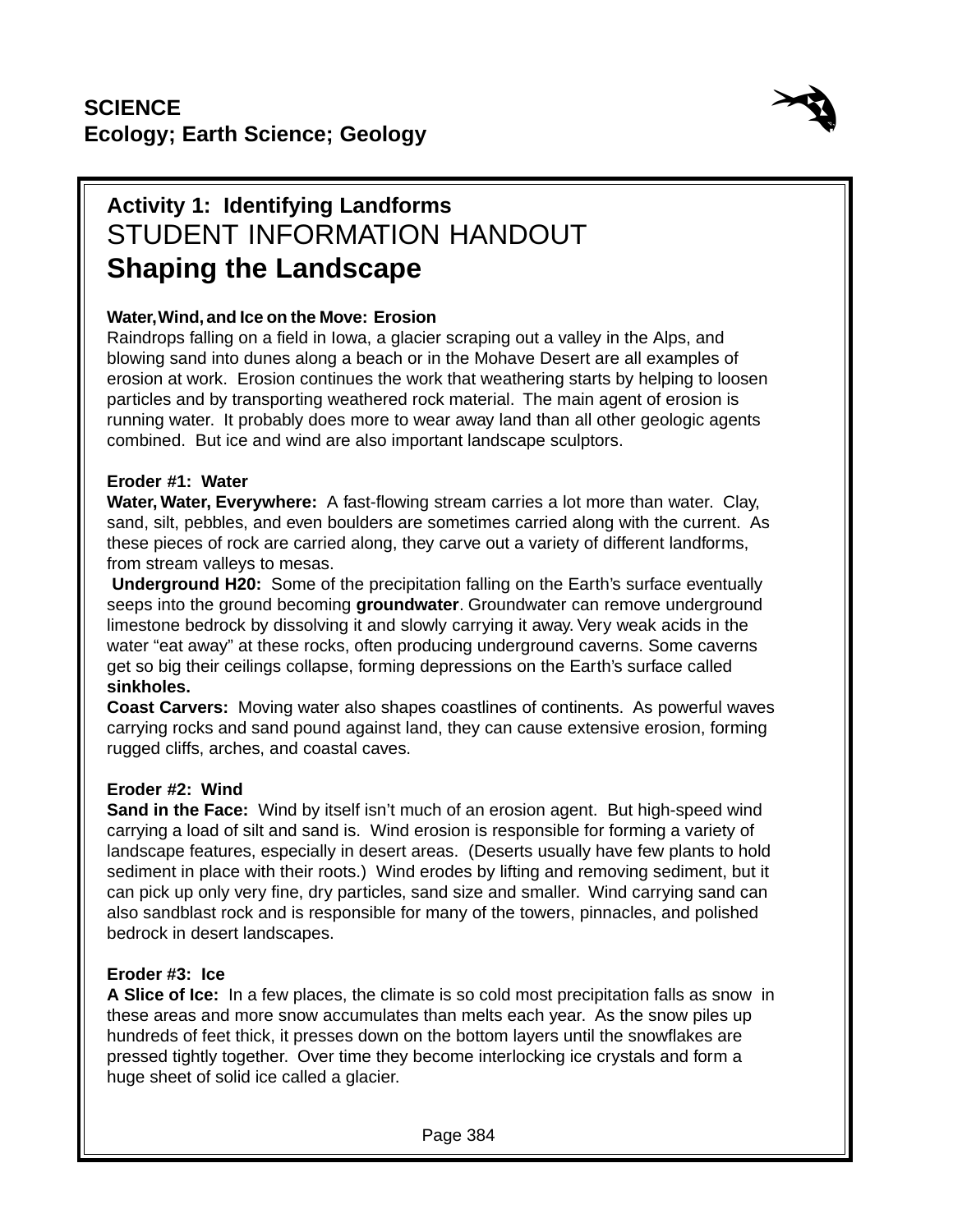**SCIENCE**
**Ecology; Earth Science; Geology**

## Activity 1: Identifying Landforms

STUDENT INFORMATION HANDOUT

# Shaping the Landscape

**Water, Wind, and Ice on the Move: Erosion**

Raindrops falling on a field in Iowa, a glacier scraping out a valley in the Alps, and blowing sand into dunes along a beach or in the Mohave Desert are all examples of erosion at work. Erosion continues the work that weathering starts by helping to loosen particles and by transporting weathered rock material. The main agent of erosion is running water. It probably does more to wear away land than all other geologic agents combined. But ice and wind are also important landscape sculptors.

**Eroder #1: Water**

**Water, Water, Everywhere:** A fast-flowing stream carries a lot more than water. Clay, sand, silt, pebbles, and even boulders are sometimes carried along with the current. As these pieces of rock are carried along, they carve out a variety of different landforms, from stream valleys to mesas.

**Underground H20:** Some of the precipitation falling on the Earth's surface eventually seeps into the ground becoming **groundwater**. Groundwater can remove underground limestone bedrock by dissolving it and slowly carrying it away. Very weak acids in the water "eat away" at these rocks, often producing underground caverns. Some caverns get so big their ceilings collapse, forming depressions on the Earth's surface called **sinkholes.**

**Coast Carvers:** Moving water also shapes coastlines of continents. As powerful waves carrying rocks and sand pound against land, they can cause extensive erosion, forming rugged cliffs, arches, and coastal caves.

**Eroder #2: Wind**

**Sand in the Face:** Wind by itself isn't much of an erosion agent. But high-speed wind carrying a load of silt and sand is. Wind erosion is responsible for forming a variety of landscape features, especially in desert areas. (Deserts usually have few plants to hold sediment in place with their roots.) Wind erodes by lifting and removing sediment, but it can pick up only very fine, dry particles, sand size and smaller. Wind carrying sand can also sandblast rock and is responsible for many of the towers, pinnacles, and polished bedrock in desert landscapes.

**Eroder #3: Ice**

**A Slice of Ice:** In a few places, the climate is so cold most precipitation falls as snow in these areas and more snow accumulates than melts each year. As the snow piles up hundreds of feet thick, it presses down on the bottom layers until the snowflakes are pressed tightly together. Over time they become interlocking ice crystals and form a huge sheet of solid ice called a glacier.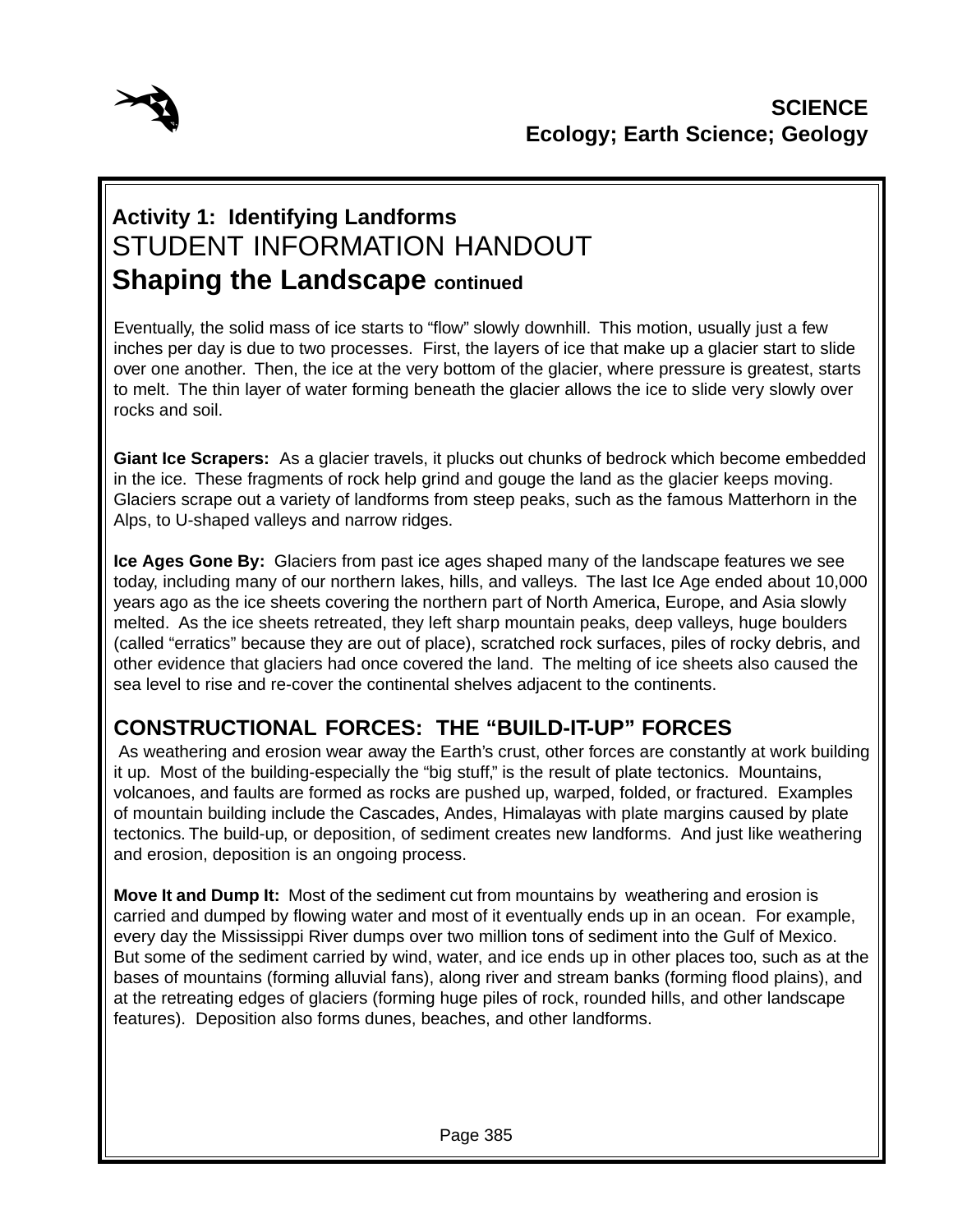**SCIENCE**
**Ecology; Earth Science; Geology**

## Activity 1: Identifying Landforms

# STUDENT INFORMATION HANDOUT

# Shaping the Landscape continued

Eventually, the solid mass of ice starts to "flow" slowly downhill. This motion, usually just a few inches per day is due to two processes. First, the layers of ice that make up a glacier start to slide over one another. Then, the ice at the very bottom of the glacier, where pressure is greatest, starts to melt. The thin layer of water forming beneath the glacier allows the ice to slide very slowly over rocks and soil.

**Giant Ice Scrapers:** As a glacier travels, it plucks out chunks of bedrock which become embedded in the ice. These fragments of rock help grind and gouge the land as the glacier keeps moving. Glaciers scrape out a variety of landforms from steep peaks, such as the famous Matterhorn in the Alps, to U-shaped valleys and narrow ridges.

**Ice Ages Gone By:** Glaciers from past ice ages shaped many of the landscape features we see today, including many of our northern lakes, hills, and valleys. The last Ice Age ended about 10,000 years ago as the ice sheets covering the northern part of North America, Europe, and Asia slowly melted. As the ice sheets retreated, they left sharp mountain peaks, deep valleys, huge boulders (called "erratics" because they are out of place), scratched rock surfaces, piles of rocky debris, and other evidence that glaciers had once covered the land. The melting of ice sheets also caused the sea level to rise and re-cover the continental shelves adjacent to the continents.

## CONSTRUCTIONAL FORCES: THE "BUILD-IT-UP" FORCES

As weathering and erosion wear away the Earth's crust, other forces are constantly at work building it up. Most of the building-especially the "big stuff," is the result of plate tectonics. Mountains, volcanoes, and faults are formed as rocks are pushed up, warped, folded, or fractured. Examples of mountain building include the Cascades, Andes, Himalayas with plate margins caused by plate tectonics. The build-up, or deposition, of sediment creates new landforms. And just like weathering and erosion, deposition is an ongoing process.

**Move It and Dump It:** Most of the sediment cut from mountains by weathering and erosion is carried and dumped by flowing water and most of it eventually ends up in an ocean. For example, every day the Mississippi River dumps over two million tons of sediment into the Gulf of Mexico. But some of the sediment carried by wind, water, and ice ends up in other places too, such as at the bases of mountains (forming alluvial fans), along river and stream banks (forming flood plains), and at the retreating edges of glaciers (forming huge piles of rock, rounded hills, and other landscape features). Deposition also forms dunes, beaches, and other landforms.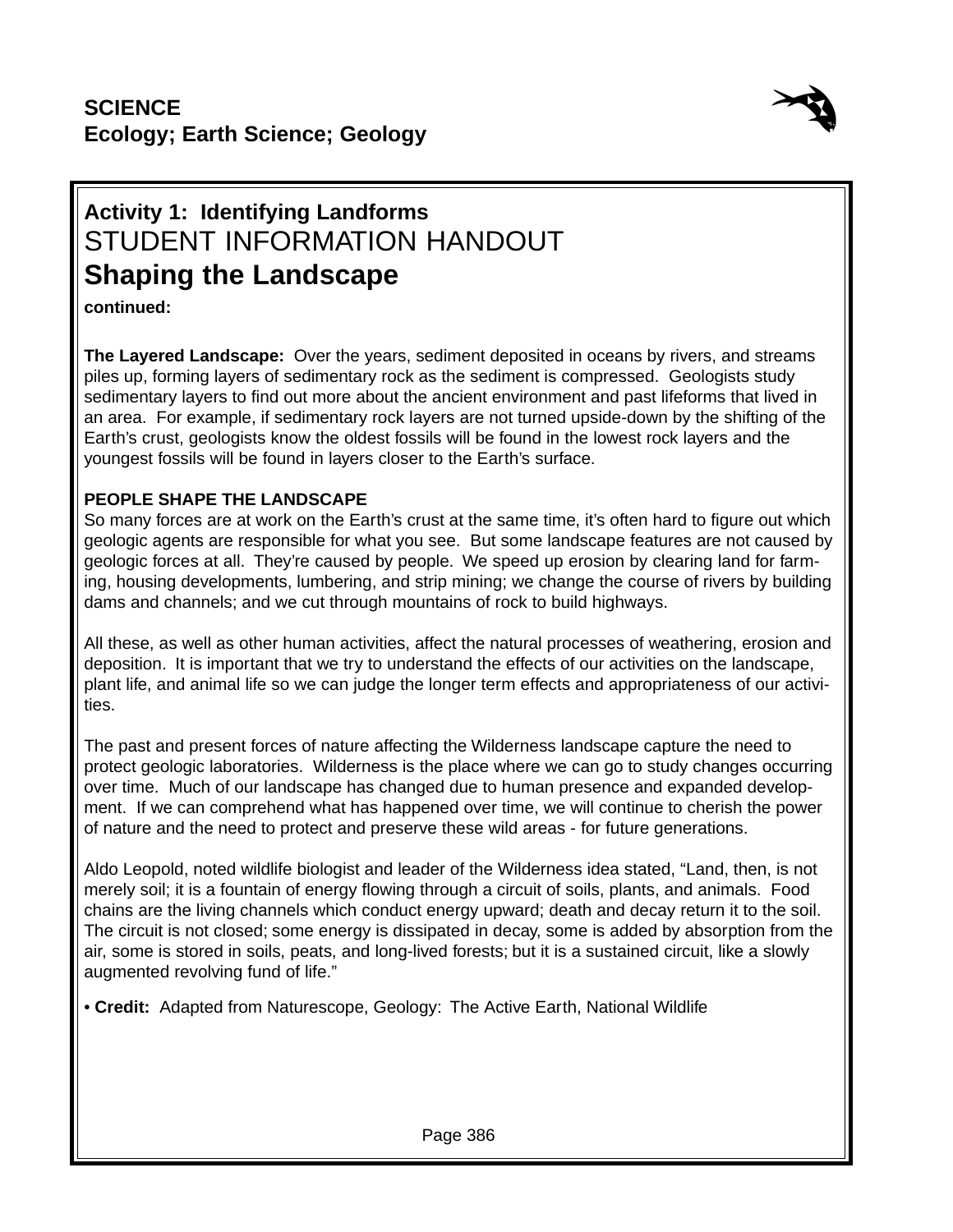**SCIENCE**
**Ecology; Earth Science; Geology**

## Activity 1: Identifying Landforms

STUDENT INFORMATION HANDOUT

# Shaping the Landscape

**continued:**

**The Layered Landscape:** Over the years, sediment deposited in oceans by rivers, and streams piles up, forming layers of sedimentary rock as the sediment is compressed. Geologists study sedimentary layers to find out more about the ancient environment and past lifeforms that lived in an area. For example, if sedimentary rock layers are not turned upside-down by the shifting of the Earth's crust, geologists know the oldest fossils will be found in the lowest rock layers and the youngest fossils will be found in layers closer to the Earth's surface.

**PEOPLE SHAPE THE LANDSCAPE**

So many forces are at work on the Earth's crust at the same time, it's often hard to figure out which geologic agents are responsible for what you see. But some landscape features are not caused by geologic forces at all. They're caused by people. We speed up erosion by clearing land for farming, housing developments, lumbering, and strip mining; we change the course of rivers by building dams and channels; and we cut through mountains of rock to build highways.

All these, as well as other human activities, affect the natural processes of weathering, erosion and deposition. It is important that we try to understand the effects of our activities on the landscape, plant life, and animal life so we can judge the longer term effects and appropriateness of our activities.

The past and present forces of nature affecting the Wilderness landscape capture the need to protect geologic laboratories. Wilderness is the place where we can go to study changes occurring over time. Much of our landscape has changed due to human presence and expanded development. If we can comprehend what has happened over time, we will continue to cherish the power of nature and the need to protect and preserve these wild areas - for future generations.

Aldo Leopold, noted wildlife biologist and leader of the Wilderness idea stated, "Land, then, is not merely soil; it is a fountain of energy flowing through a circuit of soils, plants, and animals. Food chains are the living channels which conduct energy upward; death and decay return it to the soil. The circuit is not closed; some energy is dissipated in decay, some is added by absorption from the air, some is stored in soils, peats, and long-lived forests; but it is a sustained circuit, like a slowly augmented revolving fund of life."

• **Credit:** Adapted from Naturescope, Geology: The Active Earth, National Wildlife